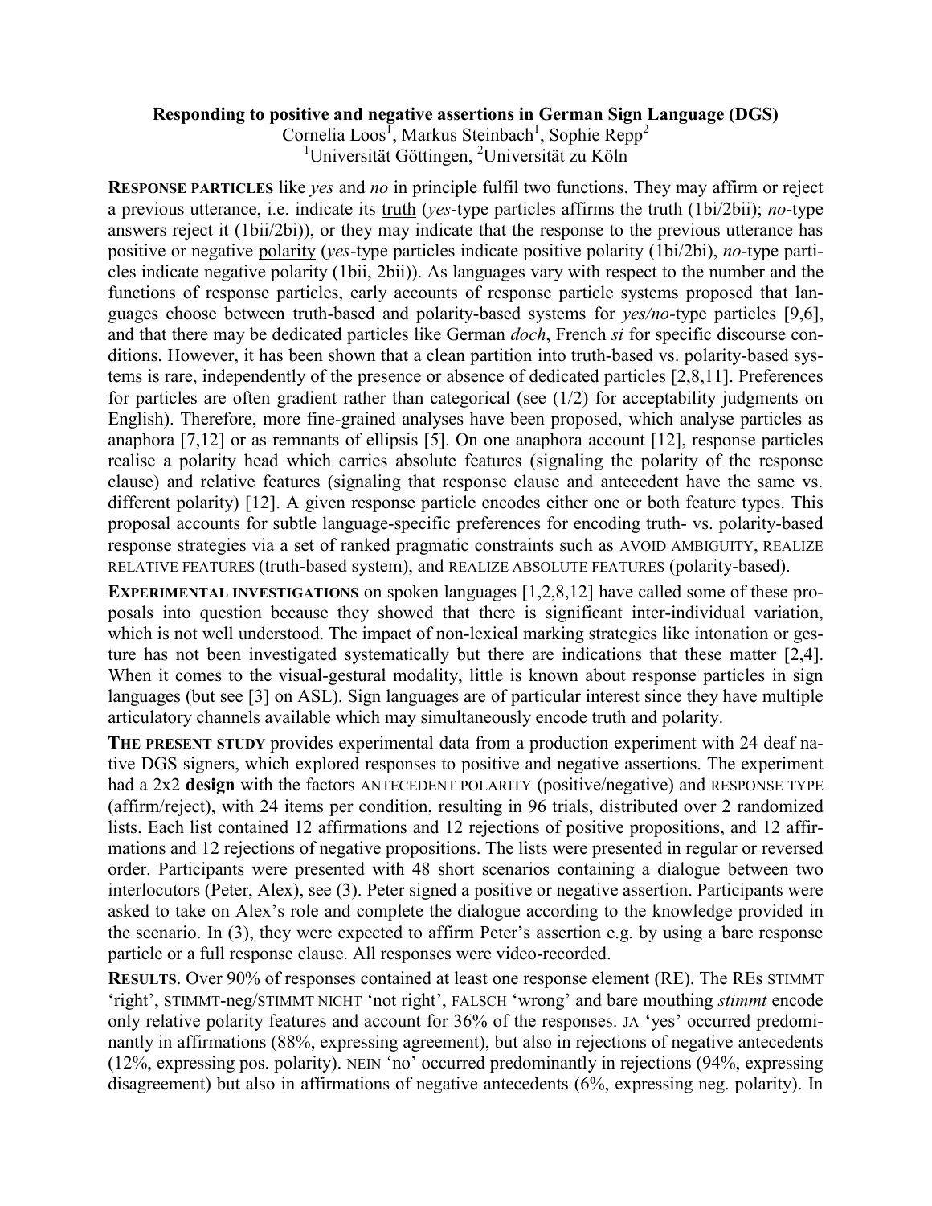# Responding to positive and negative assertions in German Sign Language (DGS)

Cornelia Loos[1], Markus Steinbach[1], Sophie Repp[2]

[1]Universität Göttingen, [2]Universität zu Köln

**RESPONSE PARTICLES** like *yes* and *no* in principle fulfil two functions. They may affirm or reject a previous utterance, i.e. indicate its truth (*yes*-type particles affirms the truth (1bi/2bii); *no*-type answers reject it (1bii/2bi)), or they may indicate that the response to the previous utterance has positive or negative polarity (*yes*-type particles indicate positive polarity (1bi/2bi), *no*-type particles indicate negative polarity (1bii, 2bii)). As languages vary with respect to the number and the functions of response particles, early accounts of response particle systems proposed that languages choose between truth-based and polarity-based systems for *yes/no*-type particles [9,6], and that there may be dedicated particles like German *doch*, French *si* for specific discourse conditions. However, it has been shown that a clean partition into truth-based vs. polarity-based systems is rare, independently of the presence or absence of dedicated particles [2,8,11]. Preferences for particles are often gradient rather than categorical (see (1/2) for acceptability judgments on English). Therefore, more fine-grained analyses have been proposed, which analyse particles as anaphora [7,12] or as remnants of ellipsis [5]. On one anaphora account [12], response particles realise a polarity head which carries absolute features (signaling the polarity of the response clause) and relative features (signaling that response clause and antecedent have the same vs. different polarity) [12]. A given response particle encodes either one or both feature types. This proposal accounts for subtle language-specific preferences for encoding truth- vs. polarity-based response strategies via a set of ranked pragmatic constraints such as AVOID AMBIGUITY, REALIZE RELATIVE FEATURES (truth-based system), and REALIZE ABSOLUTE FEATURES (polarity-based).

**EXPERIMENTAL INVESTIGATIONS** on spoken languages [1,2,8,12] have called some of these proposals into question because they showed that there is significant inter-individual variation, which is not well understood. The impact of non-lexical marking strategies like intonation or gesture has not been investigated systematically but there are indications that these matter [2,4]. When it comes to the visual-gestural modality, little is known about response particles in sign languages (but see [3] on ASL). Sign languages are of particular interest since they have multiple articulatory channels available which may simultaneously encode truth and polarity.

**THE PRESENT STUDY** provides experimental data from a production experiment with 24 deaf native DGS signers, which explored responses to positive and negative assertions. The experiment had a 2x2 **design** with the factors ANTECEDENT POLARITY (positive/negative) and RESPONSE TYPE (affirm/reject), with 24 items per condition, resulting in 96 trials, distributed over 2 randomized lists. Each list contained 12 affirmations and 12 rejections of positive propositions, and 12 affirmations and 12 rejections of negative propositions. The lists were presented in regular or reversed order. Participants were presented with 48 short scenarios containing a dialogue between two interlocutors (Peter, Alex), see (3). Peter signed a positive or negative assertion. Participants were asked to take on Alex's role and complete the dialogue according to the knowledge provided in the scenario. In (3), they were expected to affirm Peter's assertion e.g. by using a bare response particle or a full response clause. All responses were video-recorded.

**RESULTS**. Over 90% of responses contained at least one response element (RE). The REs STIMMT 'right', STIMMT-neg/STIMMT NICHT 'not right', FALSCH 'wrong' and bare mouthing *stimmt* encode only relative polarity features and account for 36% of the responses. JA 'yes' occurred predominantly in affirmations (88%, expressing agreement), but also in rejections of negative antecedents (12%, expressing pos. polarity). NEIN 'no' occurred predominantly in rejections (94%, expressing disagreement) but also in affirmations of negative antecedents (6%, expressing neg. polarity). In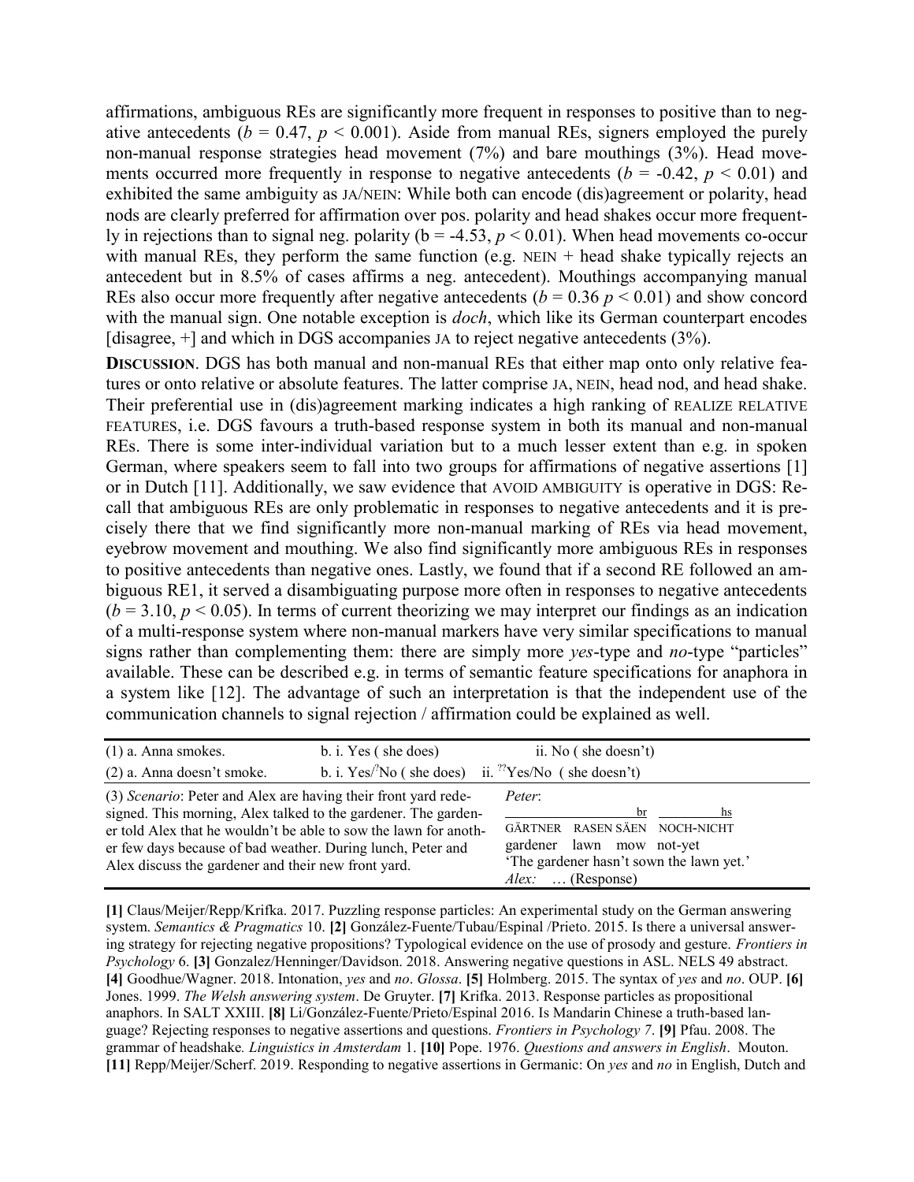affirmations, ambiguous REs are significantly more frequent in responses to positive than to negative antecedents ($b = 0.47$, $p < 0.001$). Aside from manual REs, signers employed the purely non-manual response strategies head movement (7%) and bare mouthings (3%). Head movements occurred more frequently in response to negative antecedents ($b = -0.42$, $p < 0.01$) and exhibited the same ambiguity as JA/NEIN: While both can encode (dis)agreement or polarity, head nods are clearly preferred for affirmation over pos. polarity and head shakes occur more frequently in rejections than to signal neg. polarity ($b = -4.53$, $p < 0.01$). When head movements co-occur with manual REs, they perform the same function (e.g. NEIN + head shake typically rejects an antecedent but in 8.5% of cases affirms a neg. antecedent). Mouthings accompanying manual REs also occur more frequently after negative antecedents ($b = 0.36$ $p < 0.01$) and show concord with the manual sign. One notable exception is *doch*, which like its German counterpart encodes [disagree, +] and which in DGS accompanies JA to reject negative antecedents (3%).

**DISCUSSION**. DGS has both manual and non-manual REs that either map onto only relative features or onto relative or absolute features. The latter comprise JA, NEIN, head nod, and head shake. Their preferential use in (dis)agreement marking indicates a high ranking of REALIZE RELATIVE FEATURES, i.e. DGS favours a truth-based response system in both its manual and non-manual REs. There is some inter-individual variation but to a much lesser extent than e.g. in spoken German, where speakers seem to fall into two groups for affirmations of negative assertions [1] or in Dutch [11]. Additionally, we saw evidence that AVOID AMBIGUITY is operative in DGS: Recall that ambiguous REs are only problematic in responses to negative antecedents and it is precisely there that we find significantly more non-manual marking of REs via head movement, eyebrow movement and mouthing. We also find significantly more ambiguous REs in responses to positive antecedents than negative ones. Lastly, we found that if a second RE followed an ambiguous RE1, it served a disambiguating purpose more often in responses to negative antecedents ($b = 3.10$, $p < 0.05$). In terms of current theorizing we may interpret our findings as an indication of a multi-response system where non-manual markers have very similar specifications to manual signs rather than complementing them: there are simply more *yes*-type and *no*-type "particles" available. These can be described e.g. in terms of semantic feature specifications for anaphora in a system like [12]. The advantage of such an interpretation is that the independent use of the communication channels to signal rejection / affirmation could be explained as well.

| (1) a. Anna smokes. | b. i. Yes ( she does) | ii. No ( she doesn't) |
|---|---|---|
| (2) a. Anna doesn't smoke. | b. i. Yes/$^?$No ( she does) | ii. $^{??}$Yes/No ( she doesn't) |

(3) *Scenario*: Peter and Alex are having their front yard redesigned. This morning, Alex talked to the gardener. The gardener told Alex that he wouldn't be able to sow the lawn for another few days because of bad weather. During lunch, Peter and Alex discuss the gardener and their new front yard.

*Peter*:

```
                     br          hs
GÄRTNER  RASEN SÄEN  NOCH-NICHT
gardener  lawn  mow  not-yet
```
'The gardener hasn't sown the lawn yet.'

*Alex*: … (Response)

**[1]** Claus/Meijer/Repp/Krifka. 2017. Puzzling response particles: An experimental study on the German answering system. *Semantics & Pragmatics* 10. **[2]** González-Fuente/Tubau/Espinal /Prieto. 2015. Is there a universal answering strategy for rejecting negative propositions? Typological evidence on the use of prosody and gesture. *Frontiers in Psychology* 6. **[3]** Gonzalez/Henninger/Davidson. 2018. Answering negative questions in ASL. NELS 49 abstract. **[4]** Goodhue/Wagner. 2018. Intonation, *yes* and *no*. *Glossa*. **[5]** Holmberg. 2015. The syntax of *yes* and *no*. OUP. **[6]** Jones. 1999. *The Welsh answering system*. De Gruyter. **[7]** Krifka. 2013. Response particles as propositional anaphors. In SALT XXIII. **[8]** Li/González-Fuente/Prieto/Espinal 2016. Is Mandarin Chinese a truth-based language? Rejecting responses to negative assertions and questions. *Frontiers in Psychology 7*. **[9]** Pfau. 2008. The grammar of headshake. *Linguistics in Amsterdam* 1. **[10]** Pope. 1976. *Questions and answers in English*. Mouton. **[11]** Repp/Meijer/Scherf. 2019. Responding to negative assertions in Germanic: On *yes* and *no* in English, Dutch and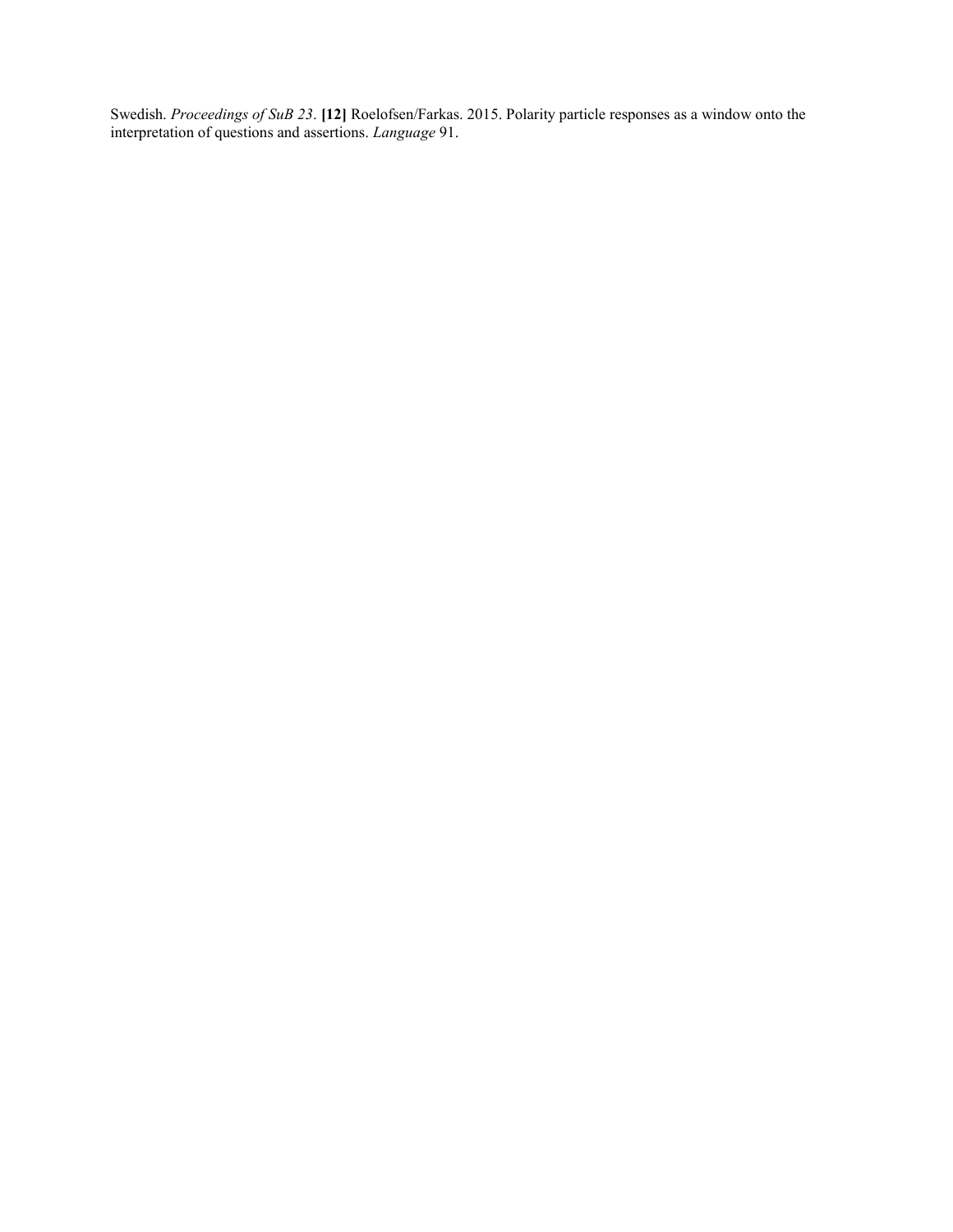Swedish. *Proceedings of SuB 23*. **[12]** Roelofsen/Farkas. 2015. Polarity particle responses as a window onto the interpretation of questions and assertions. *Language* 91.